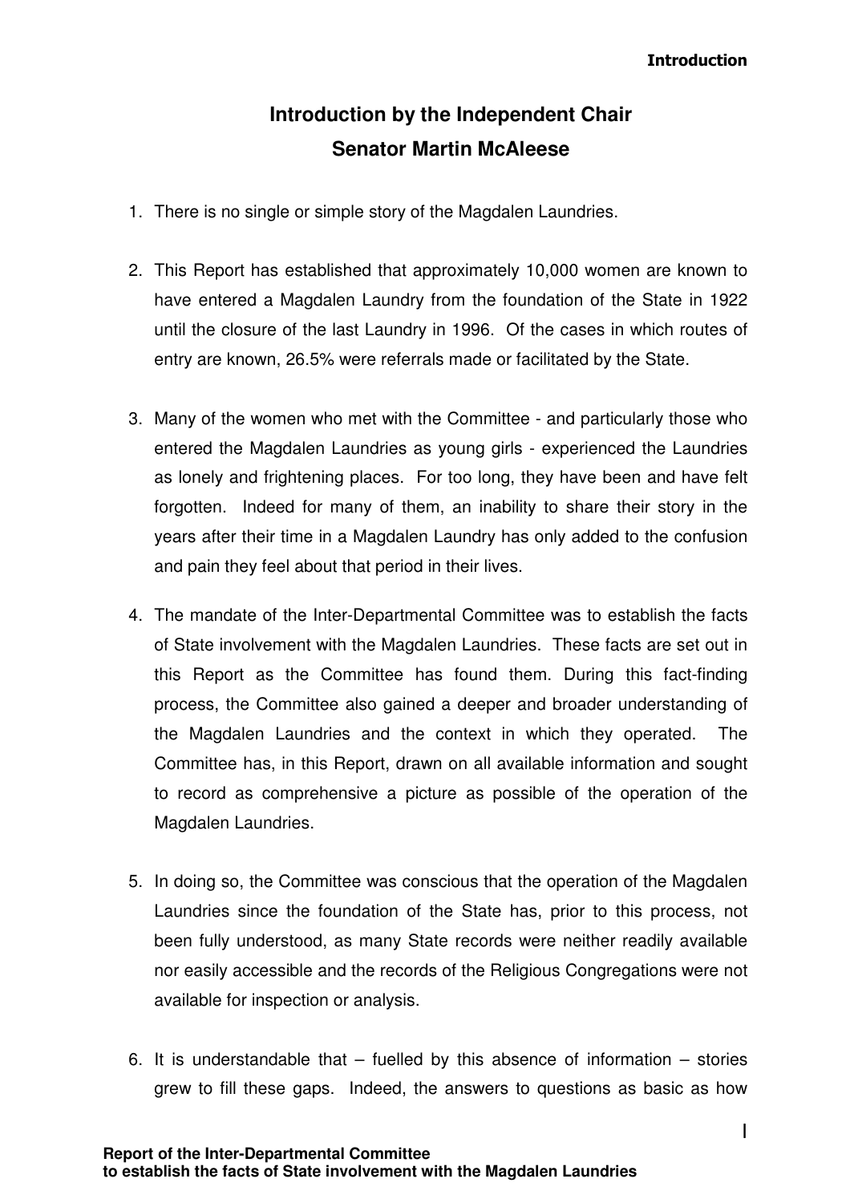# Introduction by the Independent Chair
# Senator Martin McAleese

1. There is no single or simple story of the Magdalen Laundries.

2. This Report has established that approximately 10,000 women are known to have entered a Magdalen Laundry from the foundation of the State in 1922 until the closure of the last Laundry in 1996. Of the cases in which routes of entry are known, 26.5% were referrals made or facilitated by the State.

3. Many of the women who met with the Committee - and particularly those who entered the Magdalen Laundries as young girls - experienced the Laundries as lonely and frightening places. For too long, they have been and have felt forgotten. Indeed for many of them, an inability to share their story in the years after their time in a Magdalen Laundry has only added to the confusion and pain they feel about that period in their lives.

4. The mandate of the Inter-Departmental Committee was to establish the facts of State involvement with the Magdalen Laundries. These facts are set out in this Report as the Committee has found them. During this fact-finding process, the Committee also gained a deeper and broader understanding of the Magdalen Laundries and the context in which they operated. The Committee has, in this Report, drawn on all available information and sought to record as comprehensive a picture as possible of the operation of the Magdalen Laundries.

5. In doing so, the Committee was conscious that the operation of the Magdalen Laundries since the foundation of the State has, prior to this process, not been fully understood, as many State records were neither readily available nor easily accessible and the records of the Religious Congregations were not available for inspection or analysis.

6. It is understandable that – fuelled by this absence of information – stories grew to fill these gaps. Indeed, the answers to questions as basic as how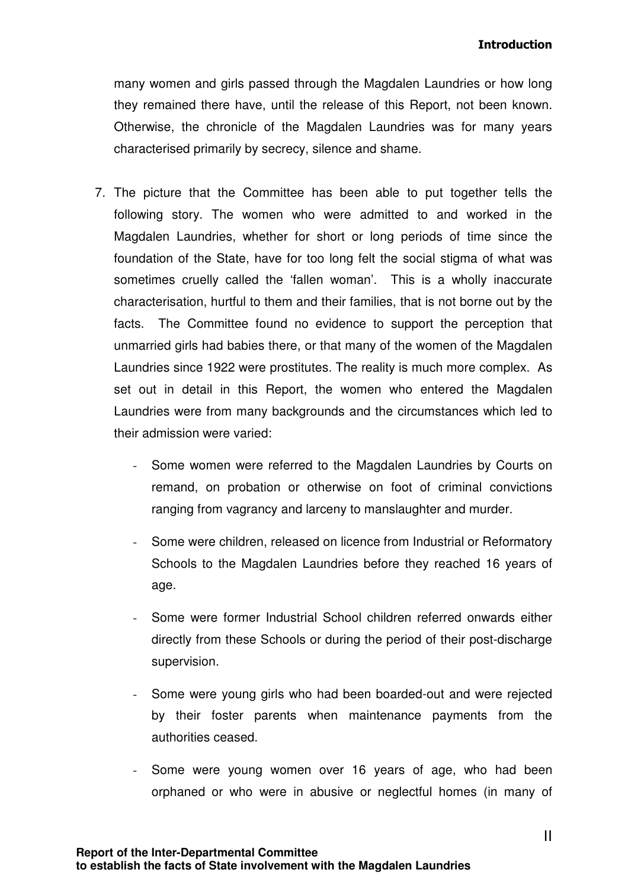many women and girls passed through the Magdalen Laundries or how long they remained there have, until the release of this Report, not been known. Otherwise, the chronicle of the Magdalen Laundries was for many years characterised primarily by secrecy, silence and shame.

7. The picture that the Committee has been able to put together tells the following story. The women who were admitted to and worked in the Magdalen Laundries, whether for short or long periods of time since the foundation of the State, have for too long felt the social stigma of what was sometimes cruelly called the 'fallen woman'. This is a wholly inaccurate characterisation, hurtful to them and their families, that is not borne out by the facts. The Committee found no evidence to support the perception that unmarried girls had babies there, or that many of the women of the Magdalen Laundries since 1922 were prostitutes. The reality is much more complex. As set out in detail in this Report, the women who entered the Magdalen Laundries were from many backgrounds and the circumstances which led to their admission were varied:

   - Some women were referred to the Magdalen Laundries by Courts on remand, on probation or otherwise on foot of criminal convictions ranging from vagrancy and larceny to manslaughter and murder.
   - Some were children, released on licence from Industrial or Reformatory Schools to the Magdalen Laundries before they reached 16 years of age.
   - Some were former Industrial School children referred onwards either directly from these Schools or during the period of their post-discharge supervision.
   - Some were young girls who had been boarded-out and were rejected by their foster parents when maintenance payments from the authorities ceased.
   - Some were young women over 16 years of age, who had been orphaned or who were in abusive or neglectful homes (in many of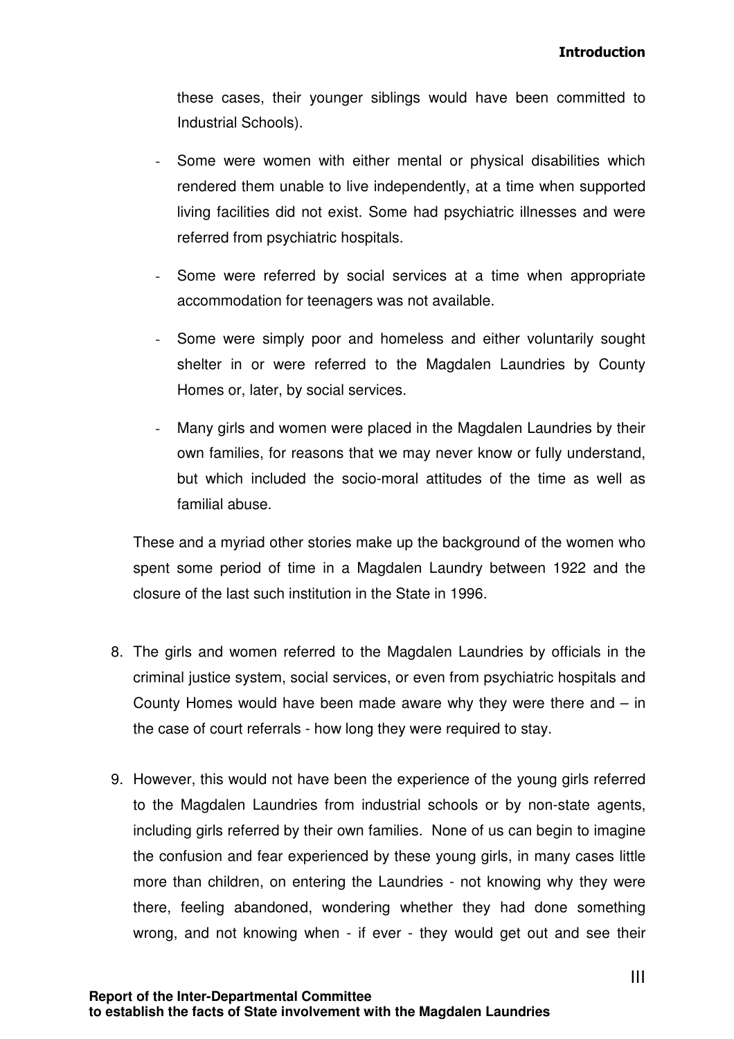these cases, their younger siblings would have been committed to Industrial Schools).

- Some were women with either mental or physical disabilities which rendered them unable to live independently, at a time when supported living facilities did not exist. Some had psychiatric illnesses and were referred from psychiatric hospitals.
- Some were referred by social services at a time when appropriate accommodation for teenagers was not available.
- Some were simply poor and homeless and either voluntarily sought shelter in or were referred to the Magdalen Laundries by County Homes or, later, by social services.
- Many girls and women were placed in the Magdalen Laundries by their own families, for reasons that we may never know or fully understand, but which included the socio-moral attitudes of the time as well as familial abuse.

These and a myriad other stories make up the background of the women who spent some period of time in a Magdalen Laundry between 1922 and the closure of the last such institution in the State in 1996.

8. The girls and women referred to the Magdalen Laundries by officials in the criminal justice system, social services, or even from psychiatric hospitals and County Homes would have been made aware why they were there and – in the case of court referrals - how long they were required to stay.

9. However, this would not have been the experience of the young girls referred to the Magdalen Laundries from industrial schools or by non-state agents, including girls referred by their own families. None of us can begin to imagine the confusion and fear experienced by these young girls, in many cases little more than children, on entering the Laundries - not knowing why they were there, feeling abandoned, wondering whether they had done something wrong, and not knowing when - if ever - they would get out and see their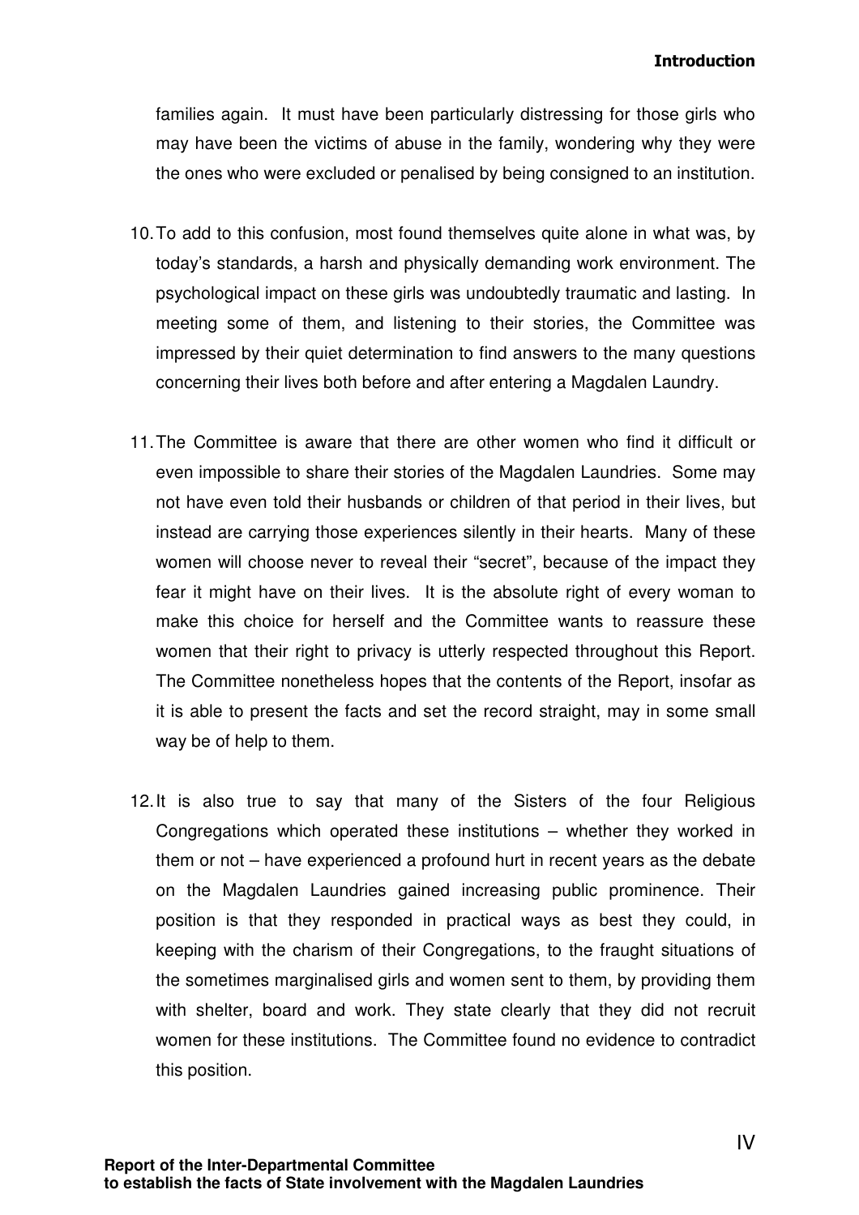families again. It must have been particularly distressing for those girls who may have been the victims of abuse in the family, wondering why they were the ones who were excluded or penalised by being consigned to an institution.

10. To add to this confusion, most found themselves quite alone in what was, by today's standards, a harsh and physically demanding work environment. The psychological impact on these girls was undoubtedly traumatic and lasting. In meeting some of them, and listening to their stories, the Committee was impressed by their quiet determination to find answers to the many questions concerning their lives both before and after entering a Magdalen Laundry.

11. The Committee is aware that there are other women who find it difficult or even impossible to share their stories of the Magdalen Laundries. Some may not have even told their husbands or children of that period in their lives, but instead are carrying those experiences silently in their hearts. Many of these women will choose never to reveal their "secret", because of the impact they fear it might have on their lives. It is the absolute right of every woman to make this choice for herself and the Committee wants to reassure these women that their right to privacy is utterly respected throughout this Report. The Committee nonetheless hopes that the contents of the Report, insofar as it is able to present the facts and set the record straight, may in some small way be of help to them.

12. It is also true to say that many of the Sisters of the four Religious Congregations which operated these institutions – whether they worked in them or not – have experienced a profound hurt in recent years as the debate on the Magdalen Laundries gained increasing public prominence. Their position is that they responded in practical ways as best they could, in keeping with the charism of their Congregations, to the fraught situations of the sometimes marginalised girls and women sent to them, by providing them with shelter, board and work. They state clearly that they did not recruit women for these institutions. The Committee found no evidence to contradict this position.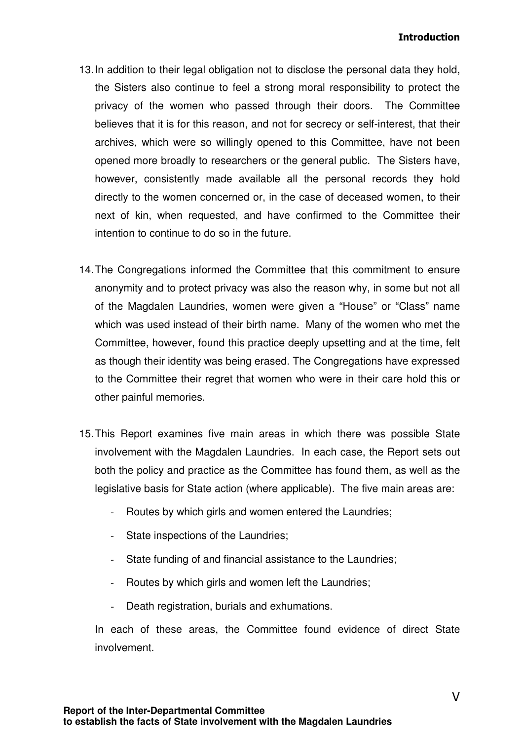13. In addition to their legal obligation not to disclose the personal data they hold, the Sisters also continue to feel a strong moral responsibility to protect the privacy of the women who passed through their doors. The Committee believes that it is for this reason, and not for secrecy or self-interest, that their archives, which were so willingly opened to this Committee, have not been opened more broadly to researchers or the general public. The Sisters have, however, consistently made available all the personal records they hold directly to the women concerned or, in the case of deceased women, to their next of kin, when requested, and have confirmed to the Committee their intention to continue to do so in the future.

14. The Congregations informed the Committee that this commitment to ensure anonymity and to protect privacy was also the reason why, in some but not all of the Magdalen Laundries, women were given a "House" or "Class" name which was used instead of their birth name. Many of the women who met the Committee, however, found this practice deeply upsetting and at the time, felt as though their identity was being erased. The Congregations have expressed to the Committee their regret that women who were in their care hold this or other painful memories.

15. This Report examines five main areas in which there was possible State involvement with the Magdalen Laundries. In each case, the Report sets out both the policy and practice as the Committee has found them, as well as the legislative basis for State action (where applicable). The five main areas are:

    - Routes by which girls and women entered the Laundries;
    - State inspections of the Laundries;
    - State funding of and financial assistance to the Laundries;
    - Routes by which girls and women left the Laundries;
    - Death registration, burials and exhumations.

    In each of these areas, the Committee found evidence of direct State involvement.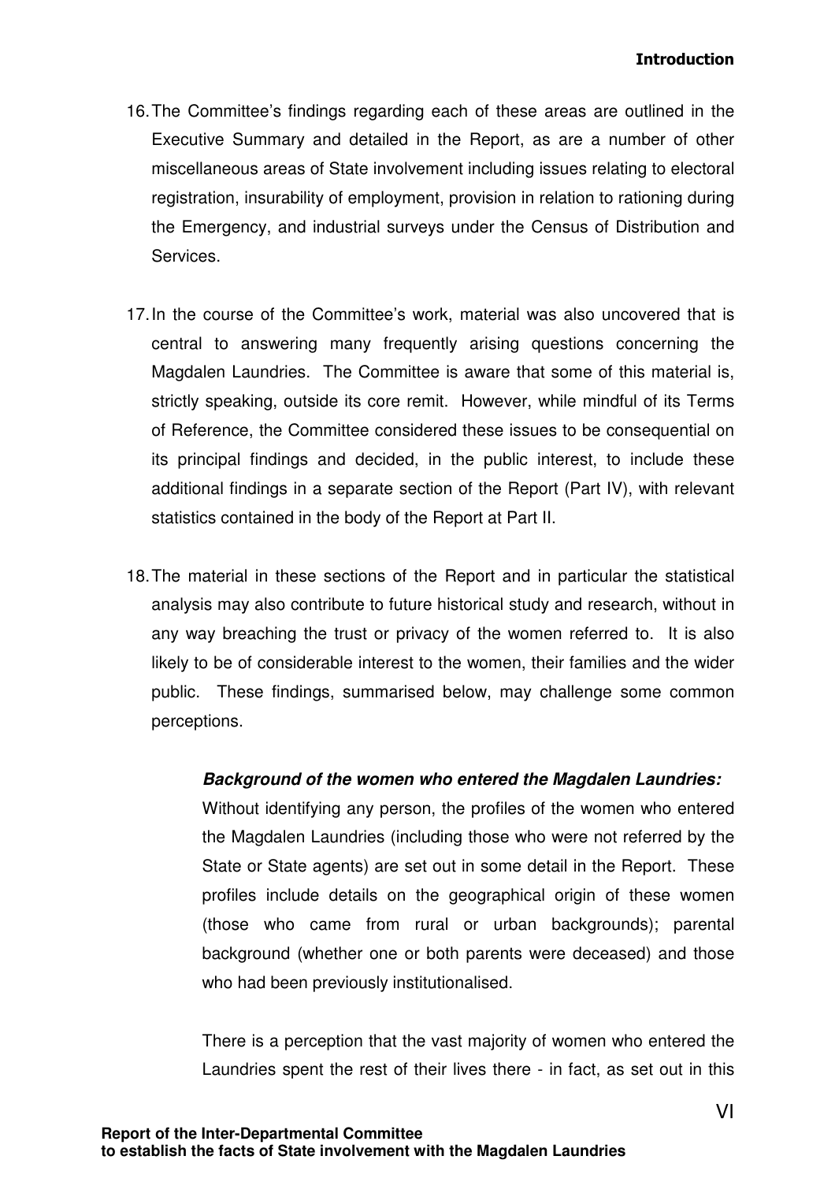16. The Committee's findings regarding each of these areas are outlined in the Executive Summary and detailed in the Report, as are a number of other miscellaneous areas of State involvement including issues relating to electoral registration, insurability of employment, provision in relation to rationing during the Emergency, and industrial surveys under the Census of Distribution and Services.

17. In the course of the Committee's work, material was also uncovered that is central to answering many frequently arising questions concerning the Magdalen Laundries. The Committee is aware that some of this material is, strictly speaking, outside its core remit. However, while mindful of its Terms of Reference, the Committee considered these issues to be consequential on its principal findings and decided, in the public interest, to include these additional findings in a separate section of the Report (Part IV), with relevant statistics contained in the body of the Report at Part II.

18. The material in these sections of the Report and in particular the statistical analysis may also contribute to future historical study and research, without in any way breaching the trust or privacy of the women referred to. It is also likely to be of considerable interest to the women, their families and the wider public. These findings, summarised below, may challenge some common perceptions.

***Background of the women who entered the Magdalen Laundries:***

Without identifying any person, the profiles of the women who entered the Magdalen Laundries (including those who were not referred by the State or State agents) are set out in some detail in the Report. These profiles include details on the geographical origin of these women (those who came from rural or urban backgrounds); parental background (whether one or both parents were deceased) and those who had been previously institutionalised.

There is a perception that the vast majority of women who entered the Laundries spent the rest of their lives there - in fact, as set out in this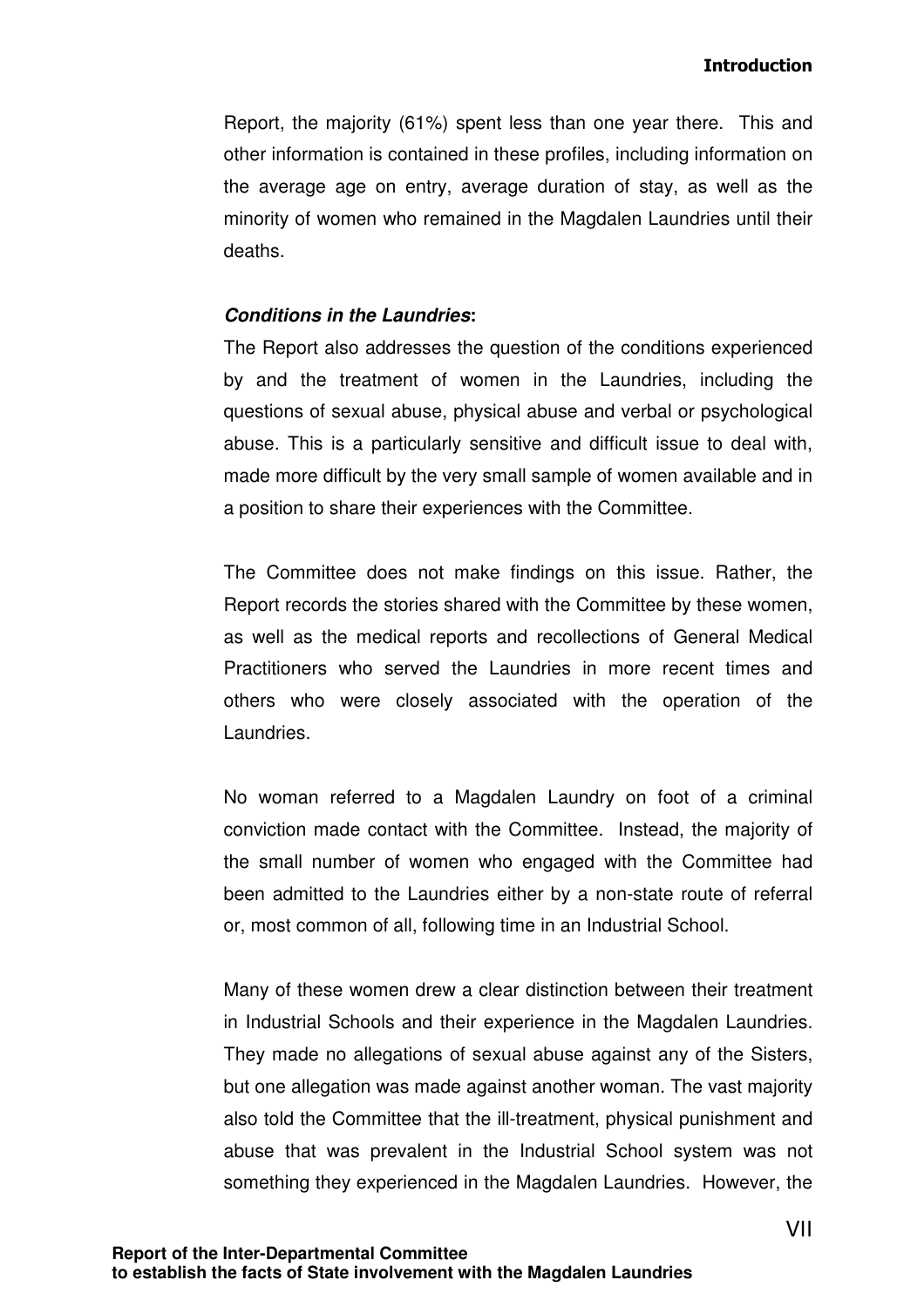Report, the majority (61%) spent less than one year there. This and other information is contained in these profiles, including information on the average age on entry, average duration of stay, as well as the minority of women who remained in the Magdalen Laundries until their deaths.

***Conditions in the Laundries*:**

The Report also addresses the question of the conditions experienced by and the treatment of women in the Laundries, including the questions of sexual abuse, physical abuse and verbal or psychological abuse. This is a particularly sensitive and difficult issue to deal with, made more difficult by the very small sample of women available and in a position to share their experiences with the Committee.

The Committee does not make findings on this issue. Rather, the Report records the stories shared with the Committee by these women, as well as the medical reports and recollections of General Medical Practitioners who served the Laundries in more recent times and others who were closely associated with the operation of the Laundries.

No woman referred to a Magdalen Laundry on foot of a criminal conviction made contact with the Committee. Instead, the majority of the small number of women who engaged with the Committee had been admitted to the Laundries either by a non-state route of referral or, most common of all, following time in an Industrial School.

Many of these women drew a clear distinction between their treatment in Industrial Schools and their experience in the Magdalen Laundries. They made no allegations of sexual abuse against any of the Sisters, but one allegation was made against another woman. The vast majority also told the Committee that the ill-treatment, physical punishment and abuse that was prevalent in the Industrial School system was not something they experienced in the Magdalen Laundries. However, the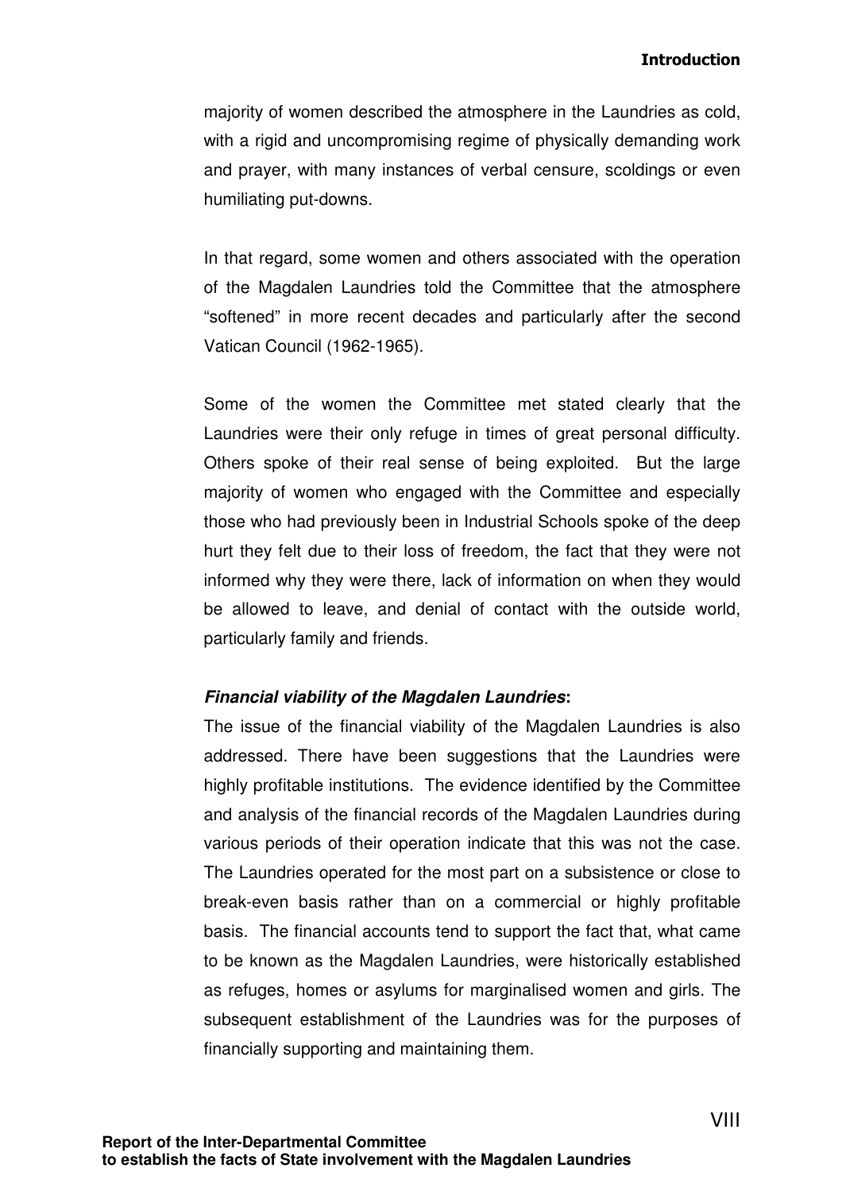majority of women described the atmosphere in the Laundries as cold, with a rigid and uncompromising regime of physically demanding work and prayer, with many instances of verbal censure, scoldings or even humiliating put-downs.

In that regard, some women and others associated with the operation of the Magdalen Laundries told the Committee that the atmosphere "softened" in more recent decades and particularly after the second Vatican Council (1962-1965).

Some of the women the Committee met stated clearly that the Laundries were their only refuge in times of great personal difficulty. Others spoke of their real sense of being exploited. But the large majority of women who engaged with the Committee and especially those who had previously been in Industrial Schools spoke of the deep hurt they felt due to their loss of freedom, the fact that they were not informed why they were there, lack of information on when they would be allowed to leave, and denial of contact with the outside world, particularly family and friends.

***Financial viability of the Magdalen Laundries*:**

The issue of the financial viability of the Magdalen Laundries is also addressed. There have been suggestions that the Laundries were highly profitable institutions. The evidence identified by the Committee and analysis of the financial records of the Magdalen Laundries during various periods of their operation indicate that this was not the case. The Laundries operated for the most part on a subsistence or close to break-even basis rather than on a commercial or highly profitable basis. The financial accounts tend to support the fact that, what came to be known as the Magdalen Laundries, were historically established as refuges, homes or asylums for marginalised women and girls. The subsequent establishment of the Laundries was for the purposes of financially supporting and maintaining them.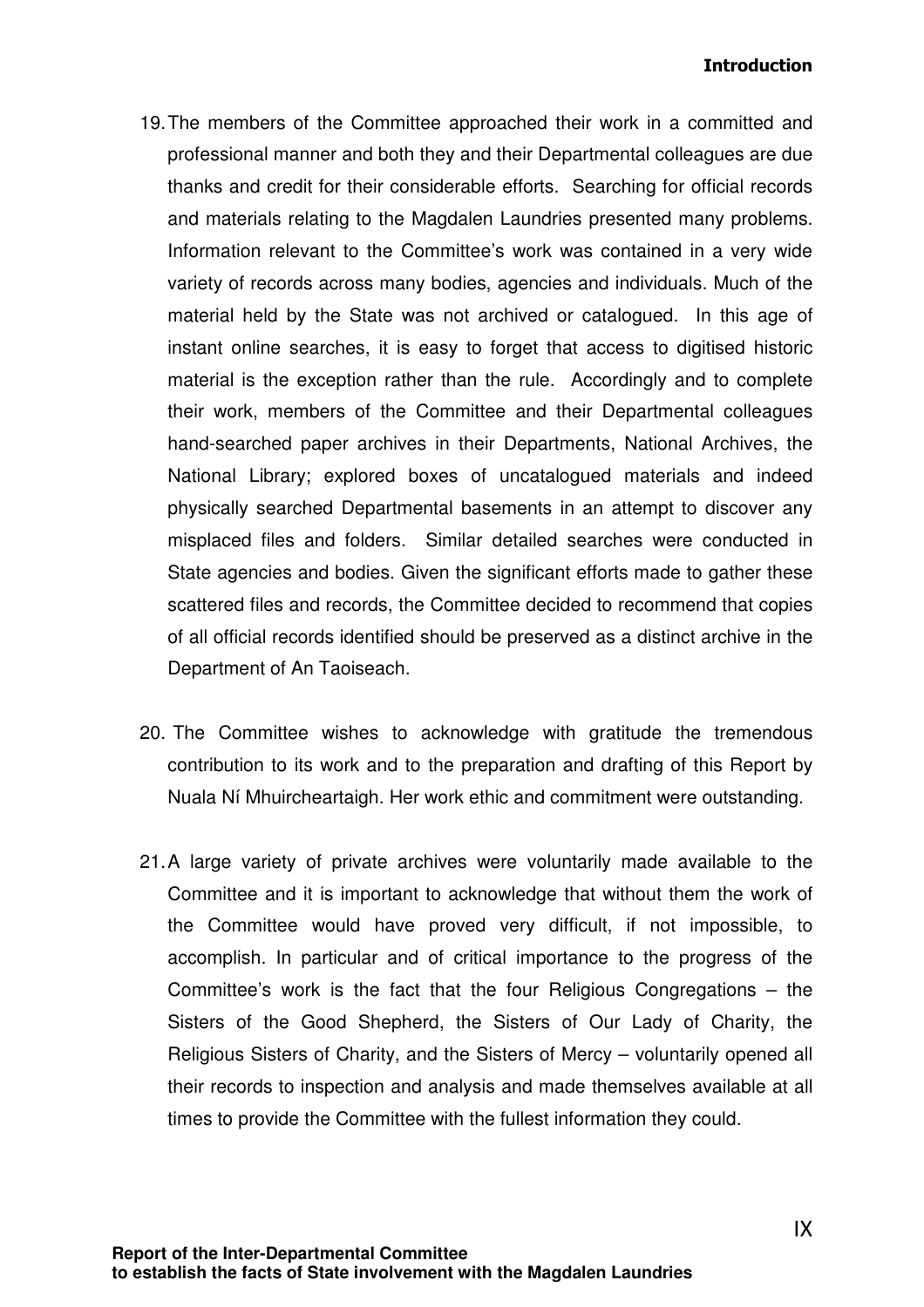19. The members of the Committee approached their work in a committed and professional manner and both they and their Departmental colleagues are due thanks and credit for their considerable efforts. Searching for official records and materials relating to the Magdalen Laundries presented many problems. Information relevant to the Committee's work was contained in a very wide variety of records across many bodies, agencies and individuals. Much of the material held by the State was not archived or catalogued. In this age of instant online searches, it is easy to forget that access to digitised historic material is the exception rather than the rule. Accordingly and to complete their work, members of the Committee and their Departmental colleagues hand-searched paper archives in their Departments, National Archives, the National Library; explored boxes of uncatalogued materials and indeed physically searched Departmental basements in an attempt to discover any misplaced files and folders. Similar detailed searches were conducted in State agencies and bodies. Given the significant efforts made to gather these scattered files and records, the Committee decided to recommend that copies of all official records identified should be preserved as a distinct archive in the Department of An Taoiseach.

20. The Committee wishes to acknowledge with gratitude the tremendous contribution to its work and to the preparation and drafting of this Report by Nuala Ní Mhuircheartaigh. Her work ethic and commitment were outstanding.

21. A large variety of private archives were voluntarily made available to the Committee and it is important to acknowledge that without them the work of the Committee would have proved very difficult, if not impossible, to accomplish. In particular and of critical importance to the progress of the Committee's work is the fact that the four Religious Congregations – the Sisters of the Good Shepherd, the Sisters of Our Lady of Charity, the Religious Sisters of Charity, and the Sisters of Mercy – voluntarily opened all their records to inspection and analysis and made themselves available at all times to provide the Committee with the fullest information they could.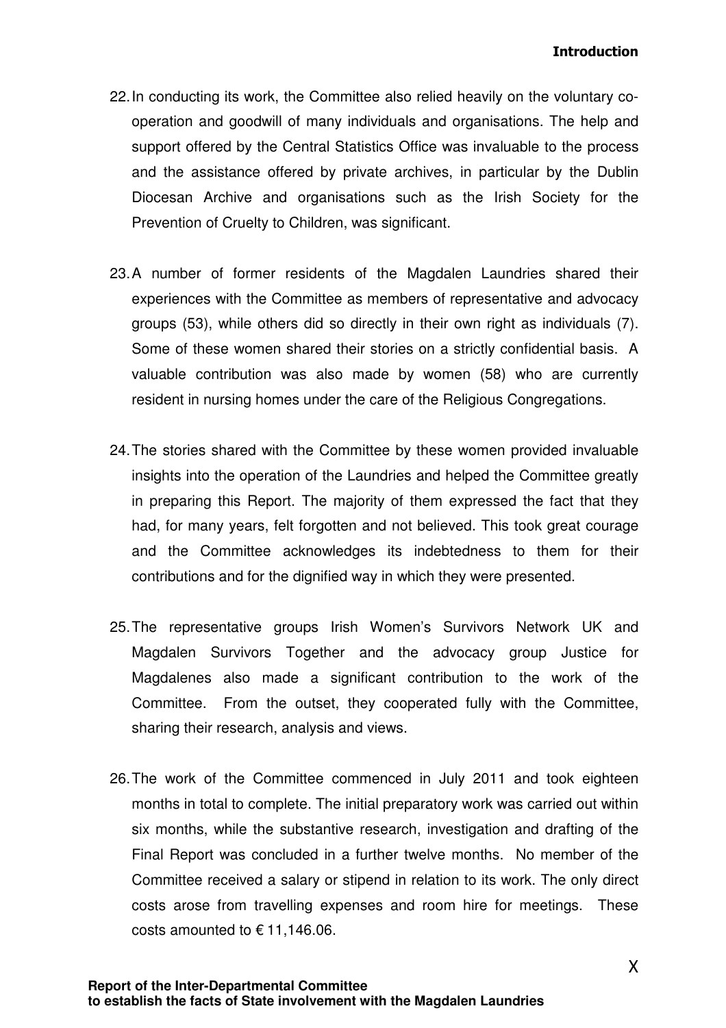22. In conducting its work, the Committee also relied heavily on the voluntary co-operation and goodwill of many individuals and organisations. The help and support offered by the Central Statistics Office was invaluable to the process and the assistance offered by private archives, in particular by the Dublin Diocesan Archive and organisations such as the Irish Society for the Prevention of Cruelty to Children, was significant.

23. A number of former residents of the Magdalen Laundries shared their experiences with the Committee as members of representative and advocacy groups (53), while others did so directly in their own right as individuals (7). Some of these women shared their stories on a strictly confidential basis. A valuable contribution was also made by women (58) who are currently resident in nursing homes under the care of the Religious Congregations.

24. The stories shared with the Committee by these women provided invaluable insights into the operation of the Laundries and helped the Committee greatly in preparing this Report. The majority of them expressed the fact that they had, for many years, felt forgotten and not believed. This took great courage and the Committee acknowledges its indebtedness to them for their contributions and for the dignified way in which they were presented.

25. The representative groups Irish Women's Survivors Network UK and Magdalen Survivors Together and the advocacy group Justice for Magdalenes also made a significant contribution to the work of the Committee. From the outset, they cooperated fully with the Committee, sharing their research, analysis and views.

26. The work of the Committee commenced in July 2011 and took eighteen months in total to complete. The initial preparatory work was carried out within six months, while the substantive research, investigation and drafting of the Final Report was concluded in a further twelve months. No member of the Committee received a salary or stipend in relation to its work. The only direct costs arose from travelling expenses and room hire for meetings. These costs amounted to € 11,146.06.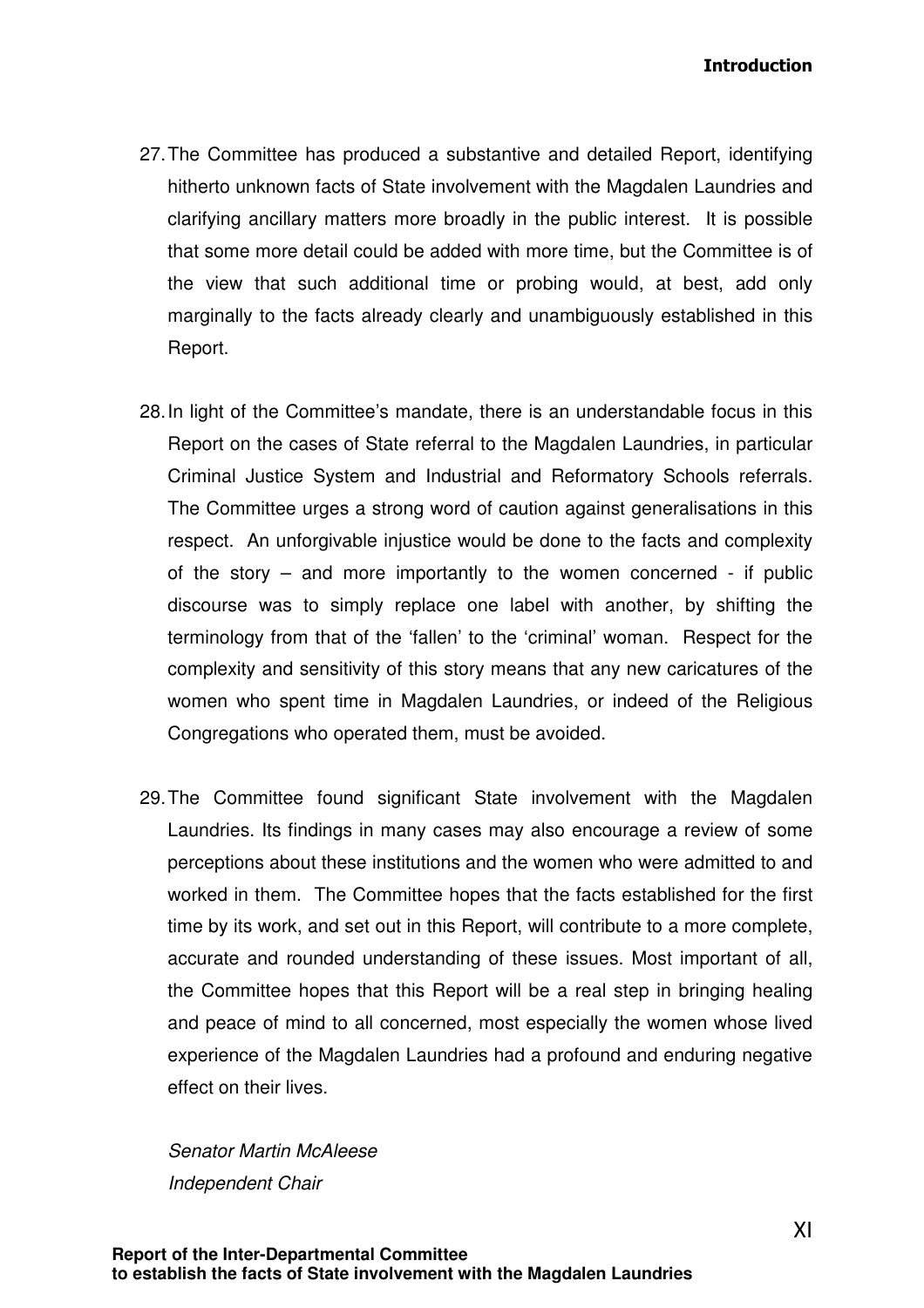27. The Committee has produced a substantive and detailed Report, identifying hitherto unknown facts of State involvement with the Magdalen Laundries and clarifying ancillary matters more broadly in the public interest. It is possible that some more detail could be added with more time, but the Committee is of the view that such additional time or probing would, at best, add only marginally to the facts already clearly and unambiguously established in this Report.

28. In light of the Committee's mandate, there is an understandable focus in this Report on the cases of State referral to the Magdalen Laundries, in particular Criminal Justice System and Industrial and Reformatory Schools referrals. The Committee urges a strong word of caution against generalisations in this respect. An unforgivable injustice would be done to the facts and complexity of the story – and more importantly to the women concerned - if public discourse was to simply replace one label with another, by shifting the terminology from that of the 'fallen' to the 'criminal' woman. Respect for the complexity and sensitivity of this story means that any new caricatures of the women who spent time in Magdalen Laundries, or indeed of the Religious Congregations who operated them, must be avoided.

29. The Committee found significant State involvement with the Magdalen Laundries. Its findings in many cases may also encourage a review of some perceptions about these institutions and the women who were admitted to and worked in them. The Committee hopes that the facts established for the first time by its work, and set out in this Report, will contribute to a more complete, accurate and rounded understanding of these issues. Most important of all, the Committee hopes that this Report will be a real step in bringing healing and peace of mind to all concerned, most especially the women whose lived experience of the Magdalen Laundries had a profound and enduring negative effect on their lives.

*Senator Martin McAleese*
*Independent Chair*